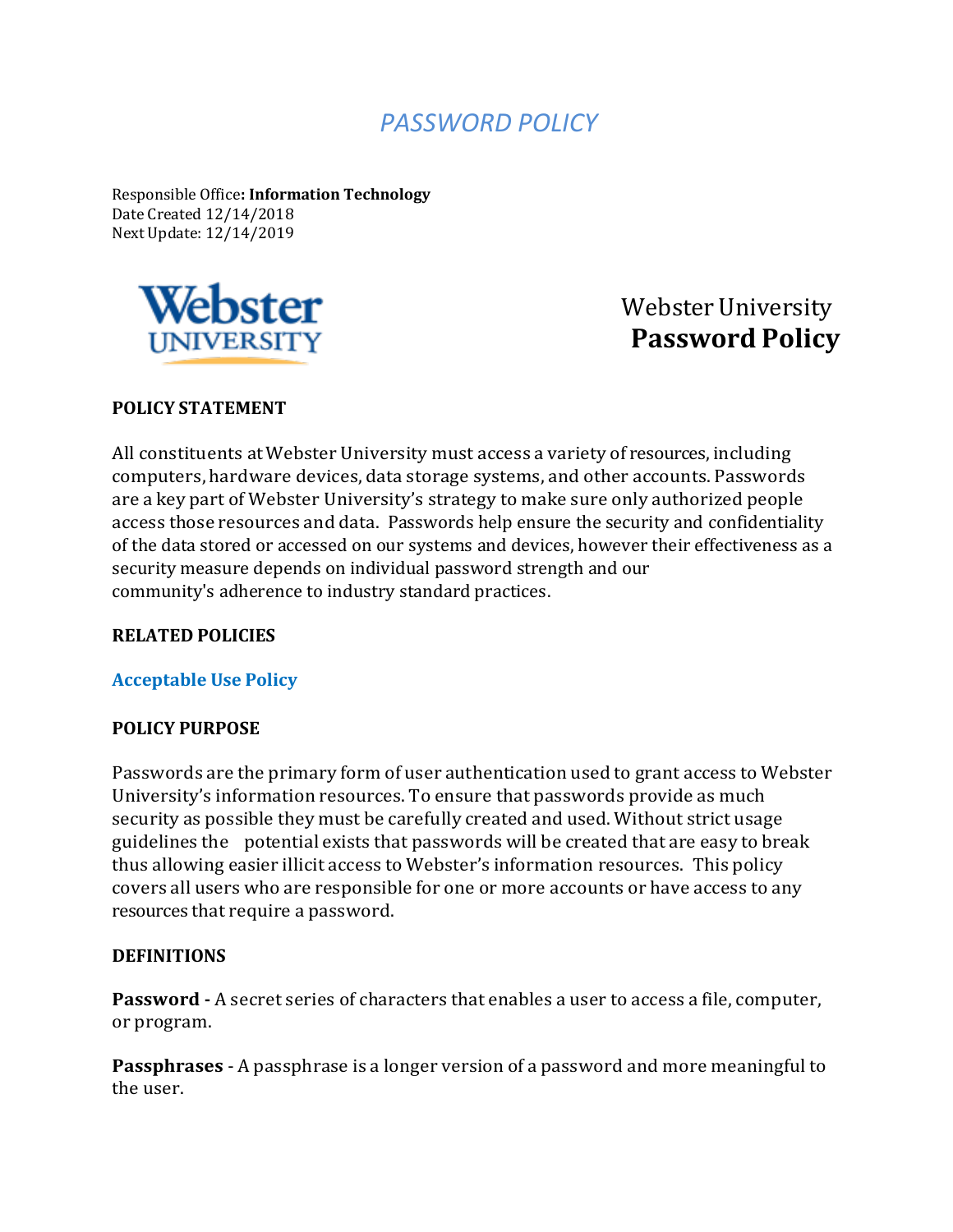# *PASSWORD POLICY*

Responsible Office**: Information Technology**
Date Created 12/14/2018
Next Update: 12/14/2019

Webster University
**Password Policy**

## POLICY STATEMENT

All constituents at Webster University must access a variety of resources, including computers, hardware devices, data storage systems, and other accounts. Passwords are a key part of Webster University's strategy to make sure only authorized people access those resources and data. Passwords help ensure the security and confidentiality of the data stored or accessed on our systems and devices, however their effectiveness as a security measure depends on individual password strength and our community's adherence to industry standard practices.

## RELATED POLICIES

**Acceptable Use Policy**

## POLICY PURPOSE

Passwords are the primary form of user authentication used to grant access to Webster University's information resources. To ensure that passwords provide as much security as possible they must be carefully created and used. Without strict usage guidelines the potential exists that passwords will be created that are easy to break thus allowing easier illicit access to Webster's information resources. This policy covers all users who are responsible for one or more accounts or have access to any resources that require a password.

## DEFINITIONS

**Password -** A secret series of characters that enables a user to access a file, computer, or program.

**Passphrases** - A passphrase is a longer version of a password and more meaningful to the user.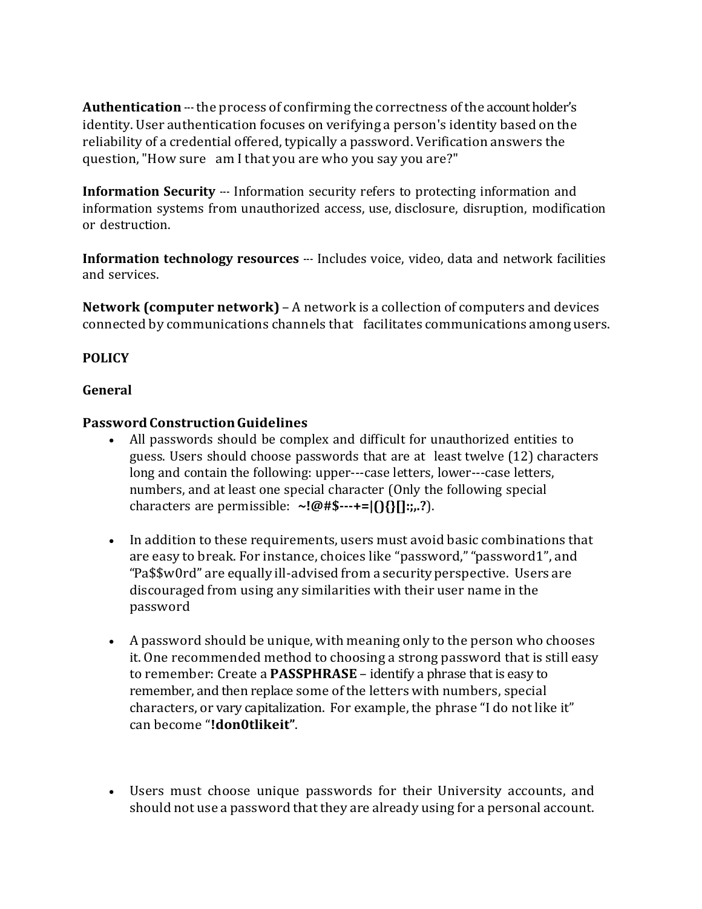**Authentication** --- the process of confirming the correctness of the account holder's identity. User authentication focuses on verifying a person's identity based on the reliability of a credential offered, typically a password. Verification answers the question, "How sure am I that you are who you say you are?"

**Information Security** --- Information security refers to protecting information and information systems from unauthorized access, use, disclosure, disruption, modification or destruction.

**Information technology resources** --- Includes voice, video, data and network facilities and services.

**Network (computer network)** – A network is a collection of computers and devices connected by communications channels that facilitates communications among users.

**POLICY**

**General**

**Password Construction Guidelines**

- All passwords should be complex and difficult for unauthorized entities to guess. Users should choose passwords that are at least twelve (12) characters long and contain the following: upper---case letters, lower---case letters, numbers, and at least one special character (Only the following special characters are permissible: **~!@#$---+=|(){}[]:;,.?**).

- In addition to these requirements, users must avoid basic combinations that are easy to break. For instance, choices like "password," "password1", and "Pa$$w0rd" are equally ill-advised from a security perspective. Users are discouraged from using any similarities with their user name in the password

- A password should be unique, with meaning only to the person who chooses it. One recommended method to choosing a strong password that is still easy to remember: Create a **PASSPHRASE** – identify a phrase that is easy to remember, and then replace some of the letters with numbers, special characters, or vary capitalization. For example, the phrase "I do not like it" can become "**!don0tlikeit"**.

- Users must choose unique passwords for their University accounts, and should not use a password that they are already using for a personal account.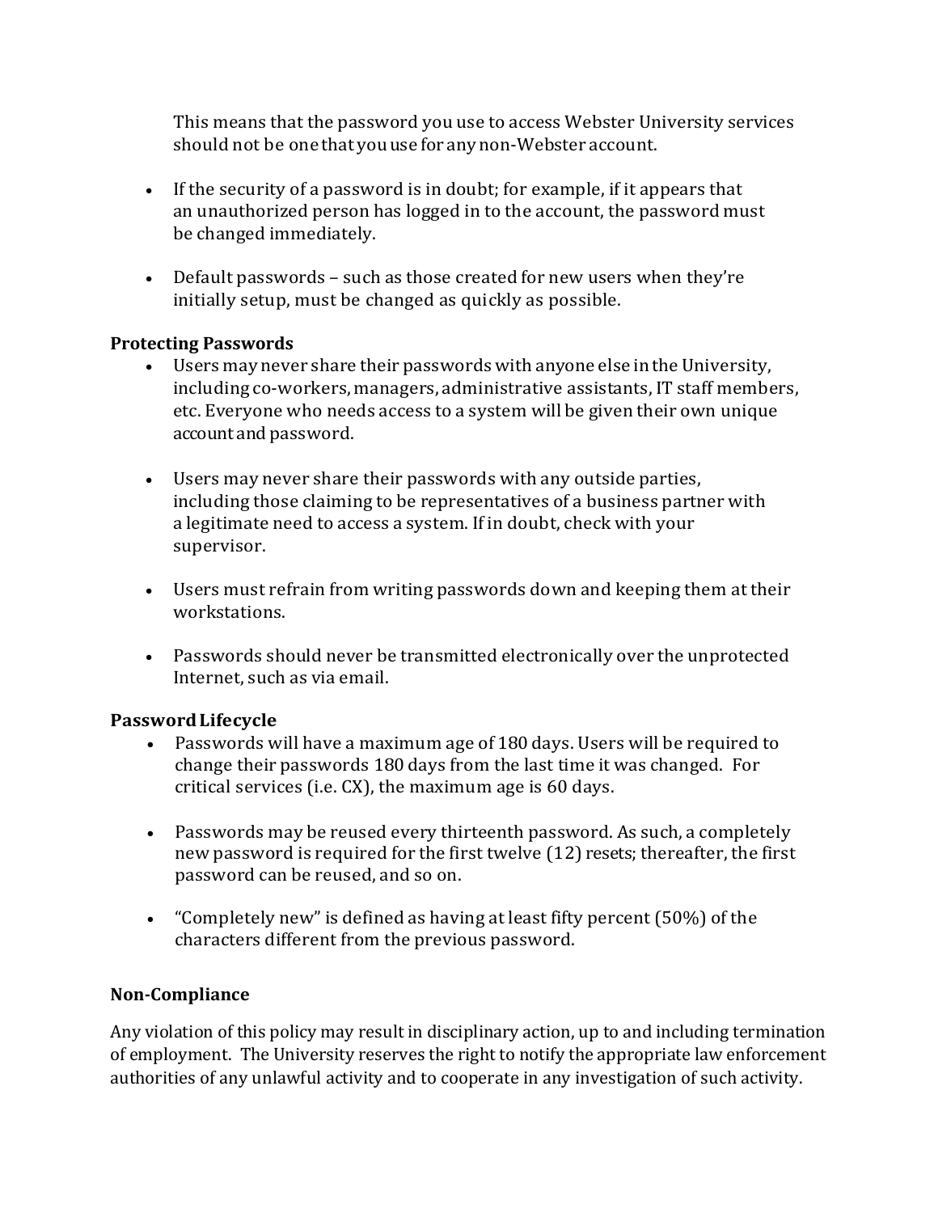This means that the password you use to access Webster University services should not be one that you use for any non-Webster account.

- If the security of a password is in doubt; for example, if it appears that an unauthorized person has logged in to the account, the password must be changed immediately.

- Default passwords – such as those created for new users when they're initially setup, must be changed as quickly as possible.

**Protecting Passwords**

- Users may never share their passwords with anyone else in the University, including co-workers, managers, administrative assistants, IT staff members, etc. Everyone who needs access to a system will be given their own unique account and password.

- Users may never share their passwords with any outside parties, including those claiming to be representatives of a business partner with a legitimate need to access a system. If in doubt, check with your supervisor.

- Users must refrain from writing passwords down and keeping them at their workstations.

- Passwords should never be transmitted electronically over the unprotected Internet, such as via email.

**Password Lifecycle**

- Passwords will have a maximum age of 180 days. Users will be required to change their passwords 180 days from the last time it was changed. For critical services (i.e. CX), the maximum age is 60 days.

- Passwords may be reused every thirteenth password. As such, a completely new password is required for the first twelve (12) resets; thereafter, the first password can be reused, and so on.

- "Completely new" is defined as having at least fifty percent (50%) of the characters different from the previous password.

**Non-Compliance**

Any violation of this policy may result in disciplinary action, up to and including termination of employment. The University reserves the right to notify the appropriate law enforcement authorities of any unlawful activity and to cooperate in any investigation of such activity.